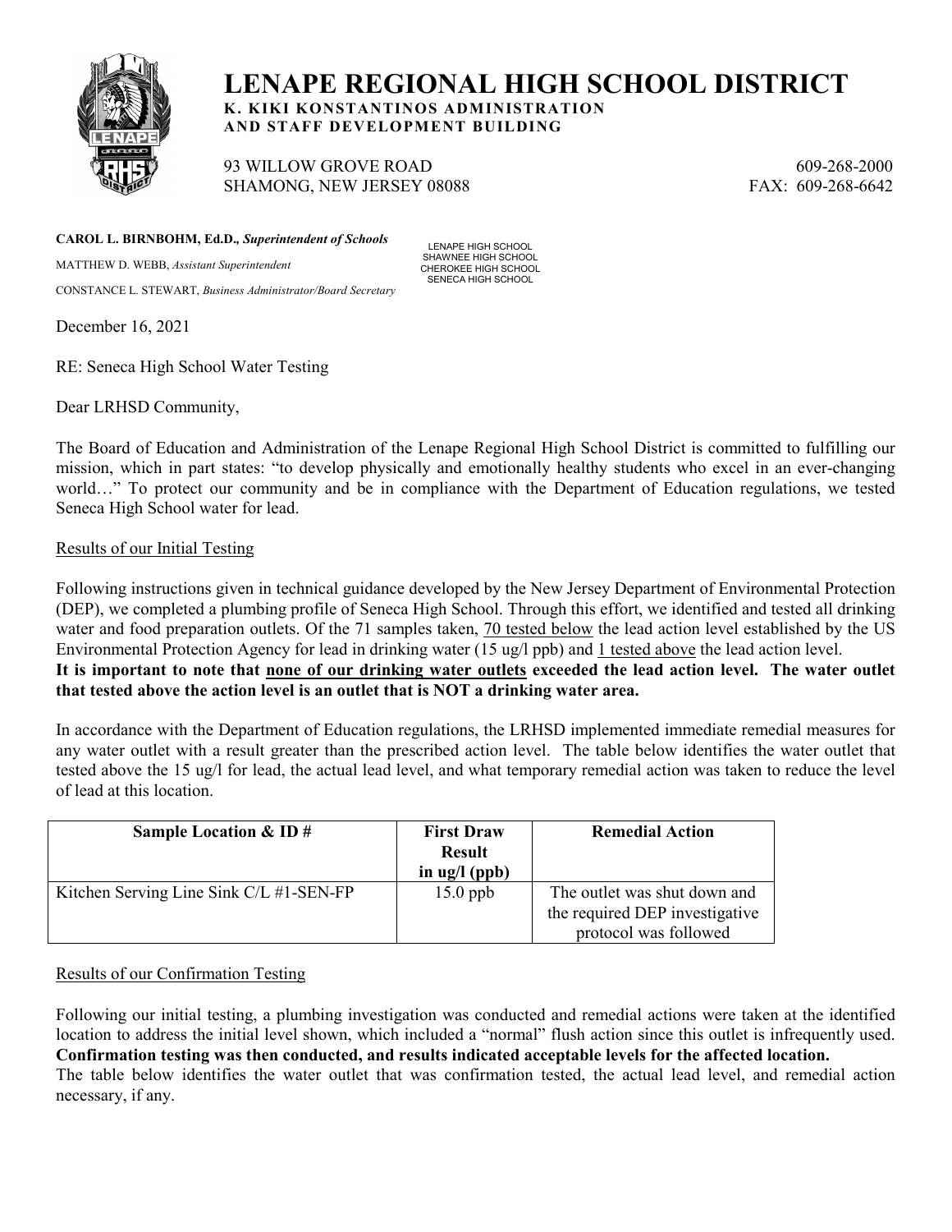# LENAPE REGIONAL HIGH SCHOOL DISTRICT

**K. KIKI KONSTANTINOS ADMINISTRATION AND STAFF DEVELOPMENT BUILDING**

93 WILLOW GROVE ROAD
SHAMONG, NEW JERSEY 08088

609-268-2000
FAX: 609-268-6642

**CAROL L. BIRNBOHM, Ed.D.,** ***Superintendent of Schools***

MATTHEW D. WEBB, *Assistant Superintendent*

CONSTANCE L. STEWART, *Business Administrator/Board Secretary*

LENAPE HIGH SCHOOL
SHAWNEE HIGH SCHOOL
CHEROKEE HIGH SCHOOL
SENECA HIGH SCHOOL

December 16, 2021

RE: Seneca High School Water Testing

Dear LRHSD Community,

The Board of Education and Administration of the Lenape Regional High School District is committed to fulfilling our mission, which in part states: "to develop physically and emotionally healthy students who excel in an ever-changing world…" To protect our community and be in compliance with the Department of Education regulations, we tested Seneca High School water for lead.

Results of our Initial Testing

Following instructions given in technical guidance developed by the New Jersey Department of Environmental Protection (DEP), we completed a plumbing profile of Seneca High School. Through this effort, we identified and tested all drinking water and food preparation outlets. Of the 71 samples taken, 70 tested below the lead action level established by the US Environmental Protection Agency for lead in drinking water (15 ug/l ppb) and 1 tested above the lead action level.

**It is important to note that none of our drinking water outlets exceeded the lead action level. The water outlet that tested above the action level is an outlet that is NOT a drinking water area.**

In accordance with the Department of Education regulations, the LRHSD implemented immediate remedial measures for any water outlet with a result greater than the prescribed action level. The table below identifies the water outlet that tested above the 15 ug/l for lead, the actual lead level, and what temporary remedial action was taken to reduce the level of lead at this location.

| Sample Location & ID # | First Draw Result in ug/l (ppb) | Remedial Action |
|---|---|---|
| Kitchen Serving Line Sink C/L #1-SEN-FP | 15.0 ppb | The outlet was shut down and the required DEP investigative protocol was followed |

Results of our Confirmation Testing

Following our initial testing, a plumbing investigation was conducted and remedial actions were taken at the identified location to address the initial level shown, which included a "normal" flush action since this outlet is infrequently used. **Confirmation testing was then conducted, and results indicated acceptable levels for the affected location.**

The table below identifies the water outlet that was confirmation tested, the actual lead level, and remedial action necessary, if any.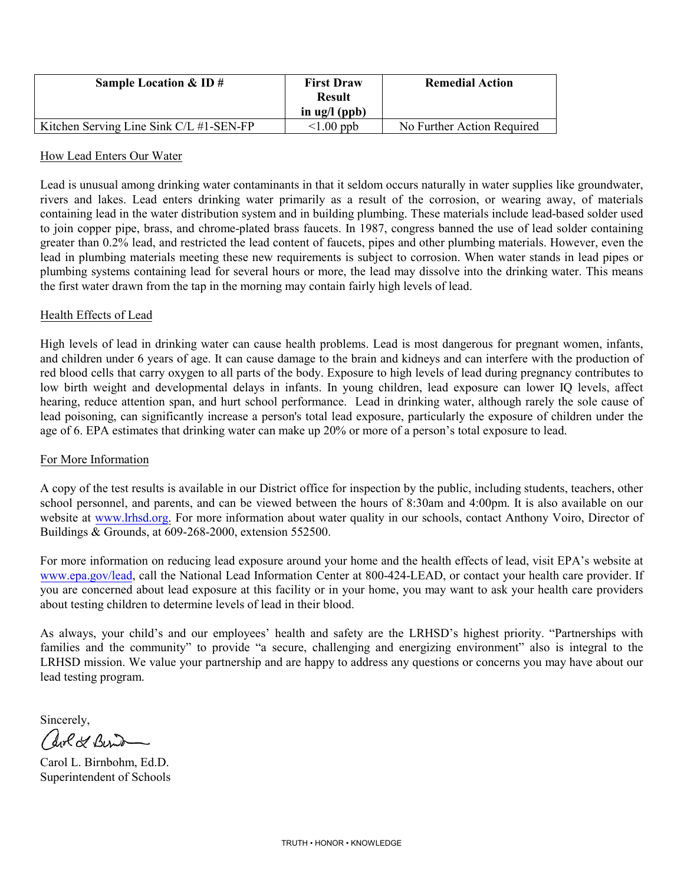| Sample Location & ID # | First Draw Result in ug/l (ppb) | Remedial Action |
|---|---|---|
| Kitchen Serving Line Sink C/L #1-SEN-FP | <1.00 ppb | No Further Action Required |

How Lead Enters Our Water

Lead is unusual among drinking water contaminants in that it seldom occurs naturally in water supplies like groundwater, rivers and lakes. Lead enters drinking water primarily as a result of the corrosion, or wearing away, of materials containing lead in the water distribution system and in building plumbing. These materials include lead-based solder used to join copper pipe, brass, and chrome-plated brass faucets. In 1987, congress banned the use of lead solder containing greater than 0.2% lead, and restricted the lead content of faucets, pipes and other plumbing materials. However, even the lead in plumbing materials meeting these new requirements is subject to corrosion. When water stands in lead pipes or plumbing systems containing lead for several hours or more, the lead may dissolve into the drinking water. This means the first water drawn from the tap in the morning may contain fairly high levels of lead.

Health Effects of Lead

High levels of lead in drinking water can cause health problems. Lead is most dangerous for pregnant women, infants, and children under 6 years of age. It can cause damage to the brain and kidneys and can interfere with the production of red blood cells that carry oxygen to all parts of the body. Exposure to high levels of lead during pregnancy contributes to low birth weight and developmental delays in infants. In young children, lead exposure can lower IQ levels, affect hearing, reduce attention span, and hurt school performance. Lead in drinking water, although rarely the sole cause of lead poisoning, can significantly increase a person's total lead exposure, particularly the exposure of children under the age of 6. EPA estimates that drinking water can make up 20% or more of a person's total exposure to lead.

For More Information

A copy of the test results is available in our District office for inspection by the public, including students, teachers, other school personnel, and parents, and can be viewed between the hours of 8:30am and 4:00pm. It is also available on our website at www.lrhsd.org. For more information about water quality in our schools, contact Anthony Voiro, Director of Buildings & Grounds, at 609-268-2000, extension 552500.

For more information on reducing lead exposure around your home and the health effects of lead, visit EPA's website at www.epa.gov/lead, call the National Lead Information Center at 800-424-LEAD, or contact your health care provider. If you are concerned about lead exposure at this facility or in your home, you may want to ask your health care providers about testing children to determine levels of lead in their blood.

As always, your child's and our employees' health and safety are the LRHSD's highest priority. "Partnerships with families and the community" to provide "a secure, challenging and energizing environment" also is integral to the LRHSD mission. We value your partnership and are happy to address any questions or concerns you may have about our lead testing program.

Sincerely,

Carol L. Birnbohm, Ed.D.
Superintendent of Schools

TRUTH • HONOR • KNOWLEDGE